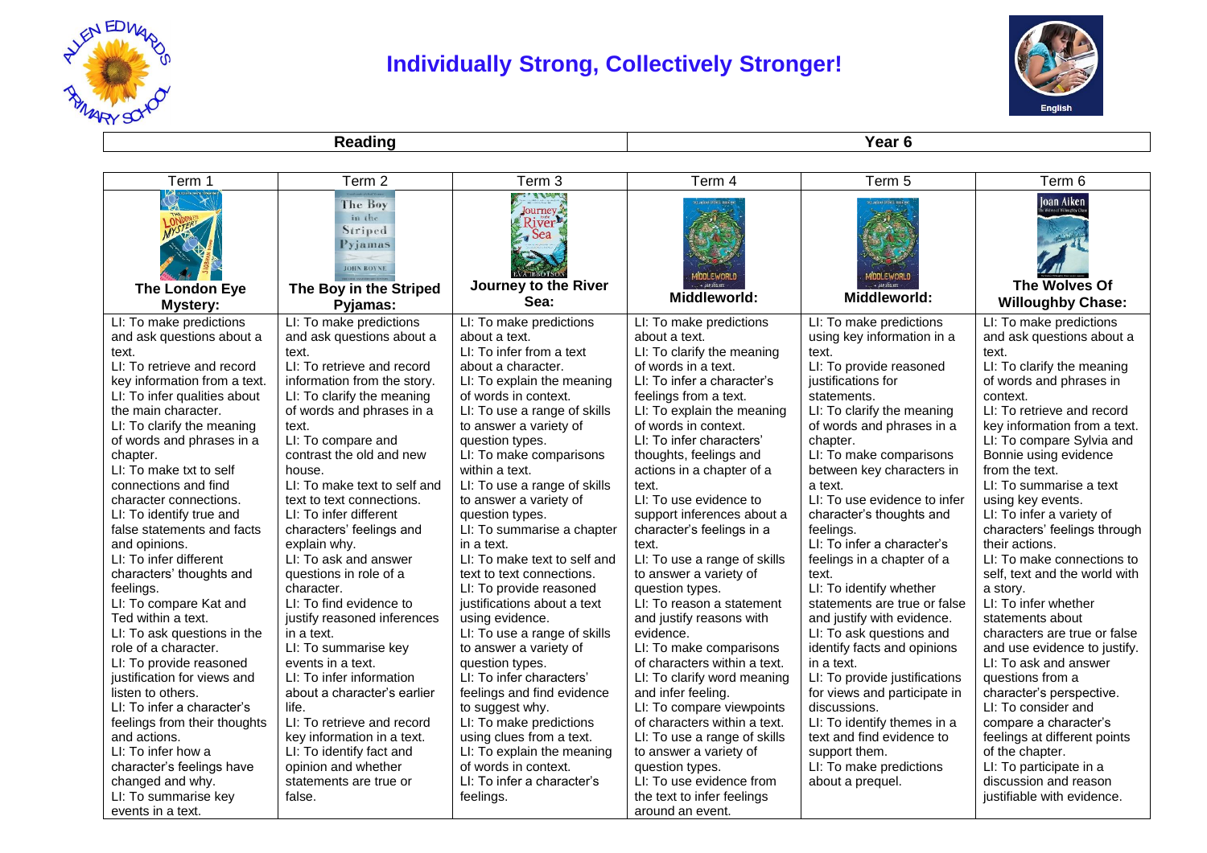# Individually Strong, Collectively Stronger!

| Reading | Year 6 |
|---|---|

| Term 1 | Term 2 | Term 3 | Term 4 | Term 5 | Term 6 |
|---|---|---|---|---|---|
| **The London Eye Mystery:** | **The Boy in the Striped Pyjamas:** | **Journey to the River Sea:** | **Middleworld:** | **Middleworld:** | **The Wolves Of Willoughby Chase:** |
| LI: To make predictions and ask questions about a text.<br>LI: To retrieve and record key information from a text.<br>LI: To infer qualities about the main character.<br>LI: To clarify the meaning of words and phrases in a chapter.<br>LI: To make txt to self connections and find character connections.<br>LI: To identify true and false statements and facts and opinions.<br>LI: To infer different characters' thoughts and feelings.<br>LI: To compare Kat and Ted within a text.<br>LI: To ask questions in the role of a character.<br>LI: To provide reasoned justification for views and listen to others.<br>LI: To infer a character's feelings from their thoughts and actions.<br>LI: To infer how a character's feelings have changed and why.<br>LI: To summarise key events in a text. | LI: To make predictions and ask questions about a text.<br>LI: To retrieve and record information from the story.<br>LI: To clarify the meaning of words and phrases in a text.<br>LI: To compare and contrast the old and new house.<br>LI: To make text to self and text to text connections.<br>LI: To infer different characters' feelings and explain why.<br>LI: To ask and answer questions in role of a character.<br>LI: To find evidence to justify reasoned inferences in a text.<br>LI: To summarise key events in a text.<br>LI: To infer information about a character's earlier life.<br>LI: To retrieve and record key information in a text.<br>LI: To identify fact and opinion and whether statements are true or false. | LI: To make predictions about a text.<br>LI: To infer from a text about a character.<br>LI: To explain the meaning of words in context.<br>LI: To use a range of skills to answer a variety of question types.<br>LI: To make comparisons within a text.<br>LI: To use a range of skills to answer a variety of question types.<br>LI: To summarise a chapter in a text.<br>LI: To make text to self and text to text connections.<br>LI: To provide reasoned justifications about a text using evidence.<br>LI: To use a range of skills to answer a variety of question types.<br>LI: To infer characters' feelings and find evidence to suggest why.<br>LI: To make predictions using clues from a text.<br>LI: To explain the meaning of words in context.<br>LI: To infer a character's feelings. | LI: To make predictions about a text.<br>LI: To clarify the meaning of words in a text.<br>LI: To infer a character's feelings from a text.<br>LI: To explain the meaning of words in context.<br>LI: To infer characters' thoughts, feelings and actions in a chapter of a text.<br>LI: To use evidence to support inferences about a character's feelings in a text.<br>LI: To use a range of skills to answer a variety of question types.<br>LI: To reason a statement and justify reasons with evidence.<br>LI: To make comparisons of characters within a text.<br>LI: To clarify word meaning and infer feeling.<br>LI: To compare viewpoints of characters within a text.<br>LI: To use a range of skills to answer a variety of question types.<br>LI: To use evidence from the text to infer feelings around an event. | LI: To make predictions using key information in a text.<br>LI: To provide reasoned justifications for statements.<br>LI: To clarify the meaning of words and phrases in a chapter.<br>LI: To make comparisons between key characters in a text.<br>LI: To use evidence to infer character's thoughts and feelings.<br>LI: To infer a character's feelings in a chapter of a text.<br>LI: To identify whether statements are true or false and justify with evidence.<br>LI: To ask questions and identify facts and opinions in a text.<br>LI: To provide justifications for views and participate in discussions.<br>LI: To identify themes in a text and find evidence to support them.<br>LI: To make predictions about a prequel. | LI: To make predictions and ask questions about a text.<br>LI: To clarify the meaning of words and phrases in context.<br>LI: To retrieve and record key information from a text.<br>LI: To compare Sylvia and Bonnie using evidence from the text.<br>LI: To summarise a text using key events.<br>LI: To infer a variety of characters' feelings through their actions.<br>LI: To make connections to self, text and the world with a story.<br>LI: To infer whether statements about characters are true or false and use evidence to justify.<br>LI: To ask and answer questions from a character's perspective.<br>LI: To consider and compare a character's feelings at different points of the chapter.<br>LI: To participate in a discussion and reason justifiable with evidence. |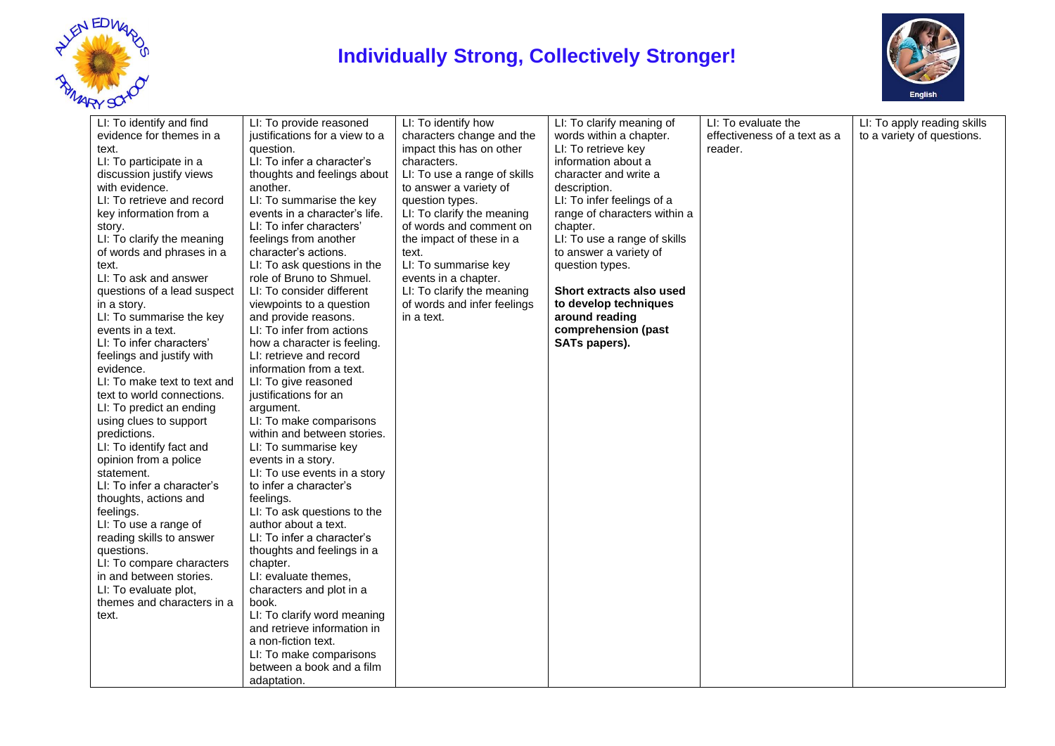## Individually Strong, Collectively Stronger!

| | | | | | |
|---|---|---|---|---|---|
| LI: To identify and find evidence for themes in a text.<br>LI: To participate in a discussion justify views with evidence.<br>LI: To retrieve and record key information from a story.<br>LI: To clarify the meaning of words and phrases in a text.<br>LI: To ask and answer questions of a lead suspect in a story.<br>LI: To summarise the key events in a text.<br>LI: To infer characters' feelings and justify with evidence.<br>LI: To make text to text and text to world connections.<br>LI: To predict an ending using clues to support predictions.<br>LI: To identify fact and opinion from a police statement.<br>LI: To infer a character's thoughts, actions and feelings.<br>LI: To use a range of reading skills to answer questions.<br>LI: To compare characters in and between stories.<br>LI: To evaluate plot, themes and characters in a text. | LI: To provide reasoned justifications for a view to a question.<br>LI: To infer a character's thoughts and feelings about another.<br>LI: To summarise the key events in a character's life.<br>LI: To infer characters' feelings from another character's actions.<br>LI: To ask questions in the role of Bruno to Shmuel.<br>LI: To consider different viewpoints to a question and provide reasons.<br>LI: To infer from actions how a character is feeling.<br>LI: retrieve and record information from a text.<br>LI: To give reasoned justifications for an argument.<br>LI: To make comparisons within and between stories.<br>LI: To summarise key events in a story.<br>LI: To use events in a story to infer a character's feelings.<br>LI: To ask questions to the author about a text.<br>LI: To infer a character's thoughts and feelings in a chapter.<br>LI: evaluate themes, characters and plot in a book.<br>LI: To clarify word meaning and retrieve information in a non-fiction text.<br>LI: To make comparisons between a book and a film adaptation. | LI: To identify how characters change and the impact this has on other characters.<br>LI: To use a range of skills to answer a variety of question types.<br>LI: To clarify the meaning of words and comment on the impact of these in a text.<br>LI: To summarise key events in a chapter.<br>LI: To clarify the meaning of words and infer feelings in a text. | LI: To clarify meaning of words within a chapter.<br>LI: To retrieve key information about a character and write a description.<br>LI: To infer feelings of a range of characters within a chapter.<br>LI: To use a range of skills to answer a variety of question types.<br><br>**Short extracts also used to develop techniques around reading comprehension (past SATs papers).** | LI: To evaluate the effectiveness of a text as a reader. | LI: To apply reading skills to a variety of questions. |